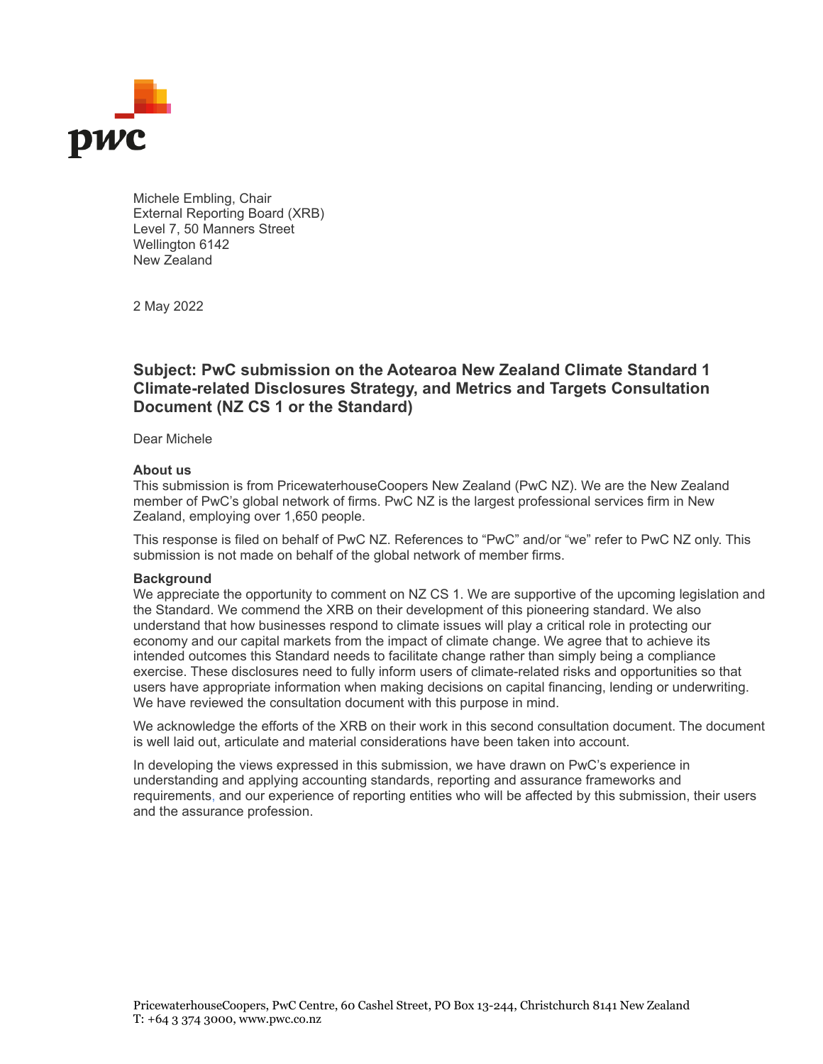pwc

Michele Embling, Chair
External Reporting Board (XRB)
Level 7, 50 Manners Street
Wellington 6142
New Zealand

2 May 2022

**Subject: PwC submission on the Aotearoa New Zealand Climate Standard 1 Climate-related Disclosures Strategy, and Metrics and Targets Consultation Document (NZ CS 1 or the Standard)**

Dear Michele

**About us**

This submission is from PricewaterhouseCoopers New Zealand (PwC NZ). We are the New Zealand member of PwC's global network of firms. PwC NZ is the largest professional services firm in New Zealand, employing over 1,650 people.

This response is filed on behalf of PwC NZ. References to "PwC" and/or "we" refer to PwC NZ only. This submission is not made on behalf of the global network of member firms.

**Background**

We appreciate the opportunity to comment on NZ CS 1. We are supportive of the upcoming legislation and the Standard. We commend the XRB on their development of this pioneering standard. We also understand that how businesses respond to climate issues will play a critical role in protecting our economy and our capital markets from the impact of climate change. We agree that to achieve its intended outcomes this Standard needs to facilitate change rather than simply being a compliance exercise. These disclosures need to fully inform users of climate-related risks and opportunities so that users have appropriate information when making decisions on capital financing, lending or underwriting. We have reviewed the consultation document with this purpose in mind.

We acknowledge the efforts of the XRB on their work in this second consultation document. The document is well laid out, articulate and material considerations have been taken into account.

In developing the views expressed in this submission, we have drawn on PwC's experience in understanding and applying accounting standards, reporting and assurance frameworks and requirements, and our experience of reporting entities who will be affected by this submission, their users and the assurance profession.

PricewaterhouseCoopers, PwC Centre, 60 Cashel Street, PO Box 13-244, Christchurch 8141 New Zealand
T: +64 3 374 3000, www.pwc.co.nz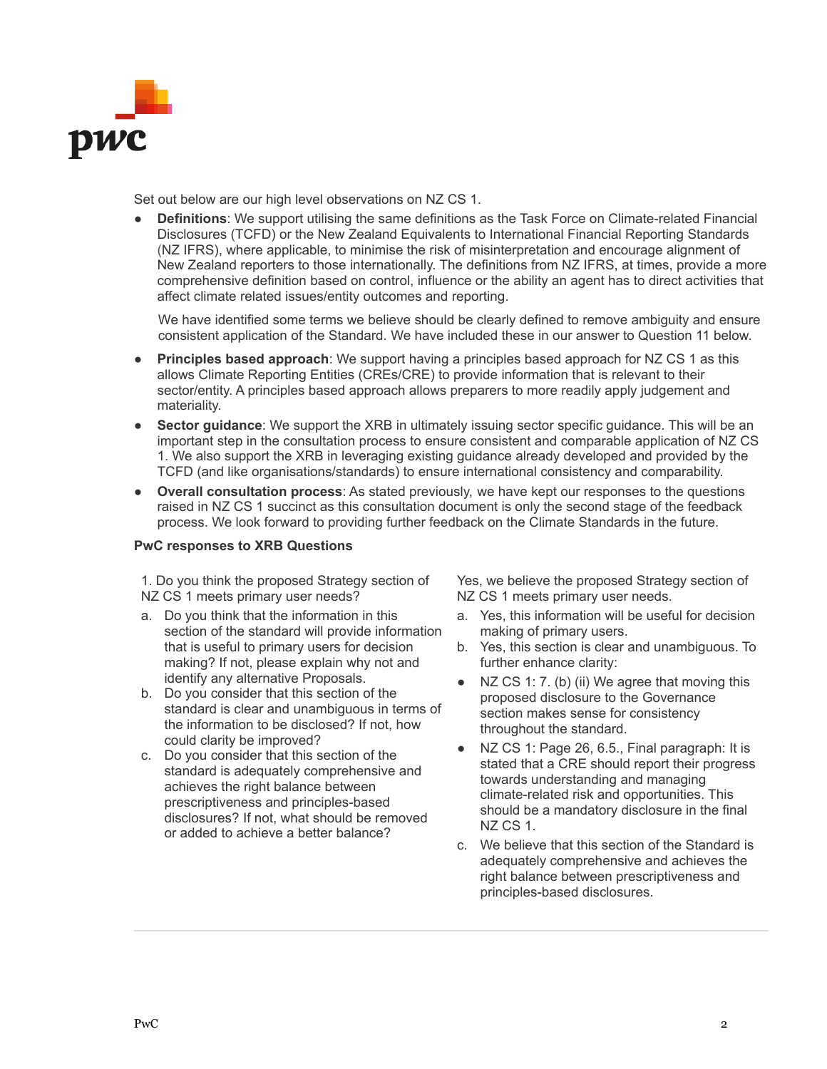Set out below are our high level observations on NZ CS 1.

- **Definitions**: We support utilising the same definitions as the Task Force on Climate-related Financial Disclosures (TCFD) or the New Zealand Equivalents to International Financial Reporting Standards (NZ IFRS), where applicable, to minimise the risk of misinterpretation and encourage alignment of New Zealand reporters to those internationally. The definitions from NZ IFRS, at times, provide a more comprehensive definition based on control, influence or the ability an agent has to direct activities that affect climate related issues/entity outcomes and reporting.

  We have identified some terms we believe should be clearly defined to remove ambiguity and ensure consistent application of the Standard. We have included these in our answer to Question 11 below.

- **Principles based approach**: We support having a principles based approach for NZ CS 1 as this allows Climate Reporting Entities (CREs/CRE) to provide information that is relevant to their sector/entity. A principles based approach allows preparers to more readily apply judgement and materiality.
- **Sector guidance**: We support the XRB in ultimately issuing sector specific guidance. This will be an important step in the consultation process to ensure consistent and comparable application of NZ CS 1. We also support the XRB in leveraging existing guidance already developed and provided by the TCFD (and like organisations/standards) to ensure international consistency and comparability.
- **Overall consultation process**: As stated previously, we have kept our responses to the questions raised in NZ CS 1 succinct as this consultation document is only the second stage of the feedback process. We look forward to providing further feedback on the Climate Standards in the future.

**PwC responses to XRB Questions**

| XRB Question | PwC Response |
|---|---|
| 1. Do you think the proposed Strategy section of NZ CS 1 meets primary user needs?<br>a. Do you think that the information in this section of the standard will provide information that is useful to primary users for decision making? If not, please explain why not and identify any alternative Proposals.<br>b. Do you consider that this section of the standard is clear and unambiguous in terms of the information to be disclosed? If not, how could clarity be improved?<br>c. Do you consider that this section of the standard is adequately comprehensive and achieves the right balance between prescriptiveness and principles-based disclosures? If not, what should be removed or added to achieve a better balance? | Yes, we believe the proposed Strategy section of NZ CS 1 meets primary user needs.<br>a. Yes, this information will be useful for decision making of primary users.<br>b. Yes, this section is clear and unambiguous. To further enhance clarity:<br>● NZ CS 1: 7. (b) (ii) We agree that moving this proposed disclosure to the Governance section makes sense for consistency throughout the standard.<br>● NZ CS 1: Page 26, 6.5., Final paragraph: It is stated that a CRE should report their progress towards understanding and managing climate-related risk and opportunities. This should be a mandatory disclosure in the final NZ CS 1.<br>c. We believe that this section of the Standard is adequately comprehensive and achieves the right balance between prescriptiveness and principles-based disclosures. |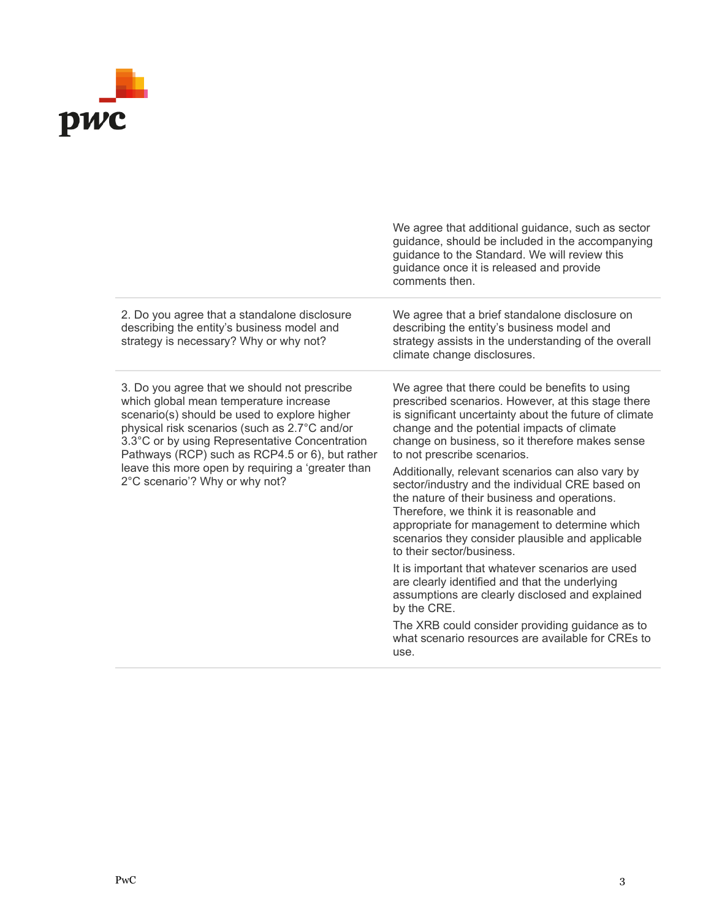| | |
|---|---|
| | We agree that additional guidance, such as sector guidance, should be included in the accompanying guidance to the Standard. We will review this guidance once it is released and provide comments then. |
| 2. Do you agree that a standalone disclosure describing the entity's business model and strategy is necessary? Why or why not? | We agree that a brief standalone disclosure on describing the entity's business model and strategy assists in the understanding of the overall climate change disclosures. |
| 3. Do you agree that we should not prescribe which global mean temperature increase scenario(s) should be used to explore higher physical risk scenarios (such as 2.7°C and/or 3.3°C or by using Representative Concentration Pathways (RCP) such as RCP4.5 or 6), but rather leave this more open by requiring a 'greater than 2°C scenario'? Why or why not? | We agree that there could be benefits to using prescribed scenarios. However, at this stage there is significant uncertainty about the future of climate change and the potential impacts of climate change on business, so it therefore makes sense to not prescribe scenarios.<br><br>Additionally, relevant scenarios can also vary by sector/industry and the individual CRE based on the nature of their business and operations. Therefore, we think it is reasonable and appropriate for management to determine which scenarios they consider plausible and applicable to their sector/business.<br><br>It is important that whatever scenarios are used are clearly identified and that the underlying assumptions are clearly disclosed and explained by the CRE.<br><br>The XRB could consider providing guidance as to what scenario resources are available for CREs to use. |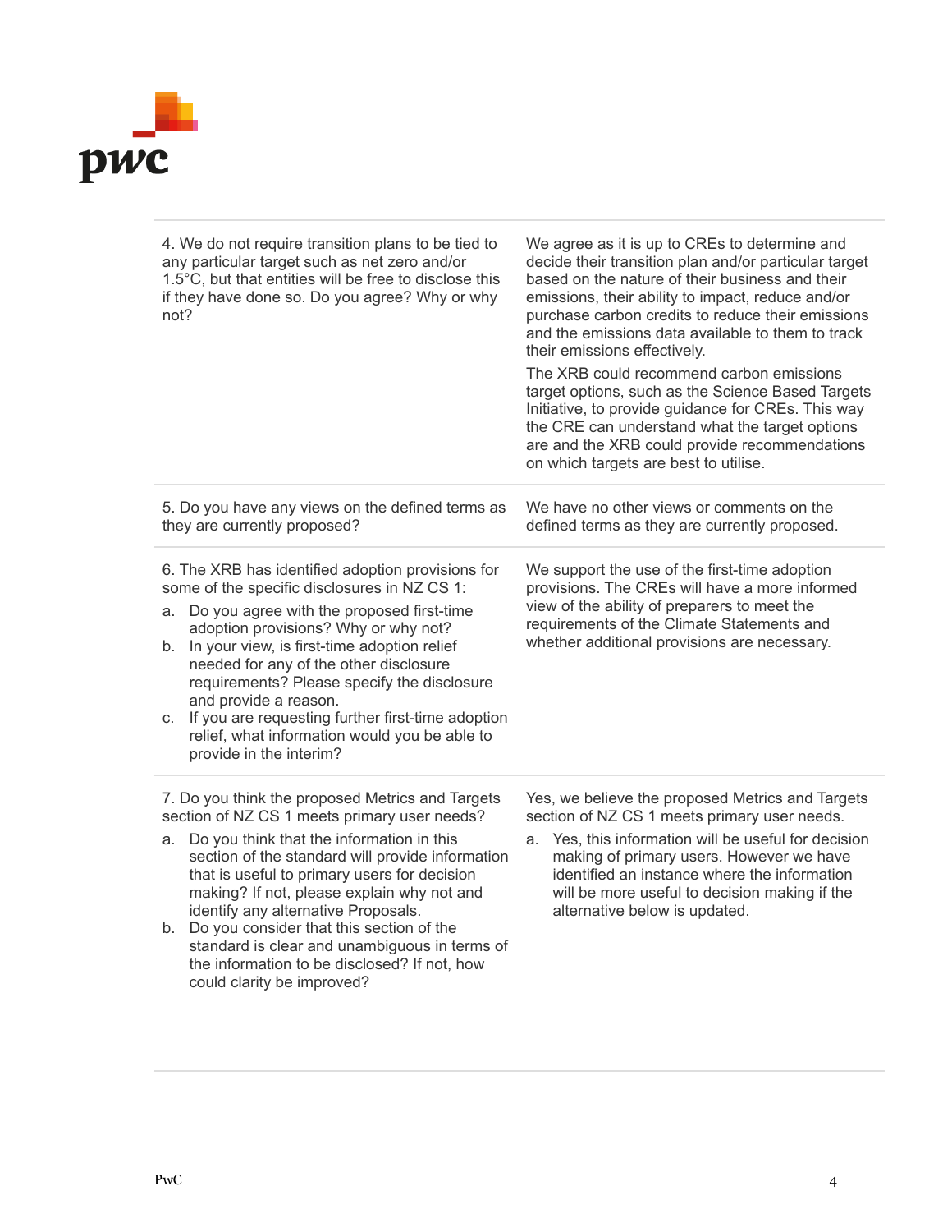| | |
|---|---|
| 4. We do not require transition plans to be tied to any particular target such as net zero and/or 1.5°C, but that entities will be free to disclose this if they have done so. Do you agree? Why or why not? | We agree as it is up to CREs to determine and decide their transition plan and/or particular target based on the nature of their business and their emissions, their ability to impact, reduce and/or purchase carbon credits to reduce their emissions and the emissions data available to them to track their emissions effectively.<br><br>The XRB could recommend carbon emissions target options, such as the Science Based Targets Initiative, to provide guidance for CREs. This way the CRE can understand what the target options are and the XRB could provide recommendations on which targets are best to utilise. |
| 5. Do you have any views on the defined terms as they are currently proposed? | We have no other views or comments on the defined terms as they are currently proposed. |
| 6. The XRB has identified adoption provisions for some of the specific disclosures in NZ CS 1:<br>a. Do you agree with the proposed first-time adoption provisions? Why or why not?<br>b. In your view, is first-time adoption relief needed for any of the other disclosure requirements? Please specify the disclosure and provide a reason.<br>c. If you are requesting further first-time adoption relief, what information would you be able to provide in the interim? | We support the use of the first-time adoption provisions. The CREs will have a more informed view of the ability of preparers to meet the requirements of the Climate Statements and whether additional provisions are necessary. |
| 7. Do you think the proposed Metrics and Targets section of NZ CS 1 meets primary user needs?<br>a. Do you think that the information in this section of the standard will provide information that is useful to primary users for decision making? If not, please explain why not and identify any alternative Proposals.<br>b. Do you consider that this section of the standard is clear and unambiguous in terms of the information to be disclosed? If not, how could clarity be improved? | Yes, we believe the proposed Metrics and Targets section of NZ CS 1 meets primary user needs.<br>a. Yes, this information will be useful for decision making of primary users. However we have identified an instance where the information will be more useful to decision making if the alternative below is updated. |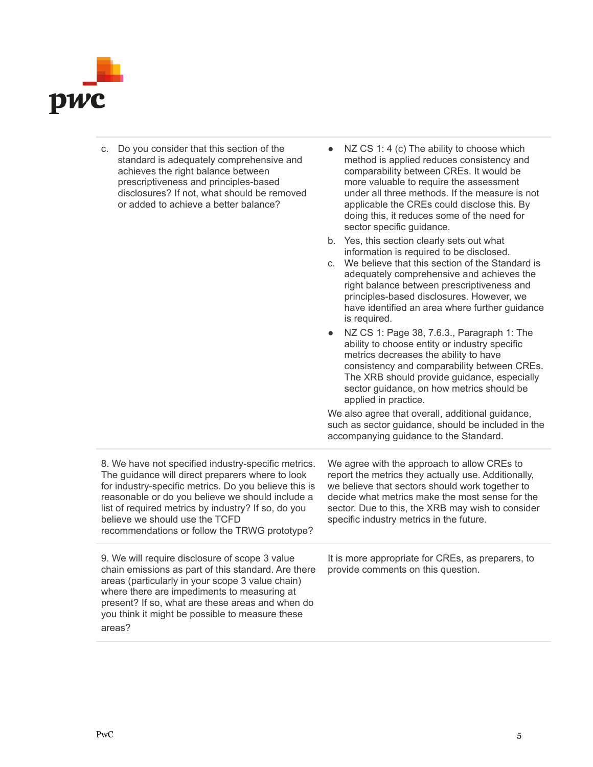| | |
|---|---|
| c. Do you consider that this section of the standard is adequately comprehensive and achieves the right balance between prescriptiveness and principles-based disclosures? If not, what should be removed or added to achieve a better balance? | • NZ CS 1: 4 (c) The ability to choose which method is applied reduces consistency and comparability between CREs. It would be more valuable to require the assessment under all three methods. If the measure is not applicable the CREs could disclose this. By doing this, it reduces some of the need for sector specific guidance.<br>b. Yes, this section clearly sets out what information is required to be disclosed.<br>c. We believe that this section of the Standard is adequately comprehensive and achieves the right balance between prescriptiveness and principles-based disclosures. However, we have identified an area where further guidance is required.<br>• NZ CS 1: Page 38, 7.6.3., Paragraph 1: The ability to choose entity or industry specific metrics decreases the ability to have consistency and comparability between CREs. The XRB should provide guidance, especially sector guidance, on how metrics should be applied in practice.<br>We also agree that overall, additional guidance, such as sector guidance, should be included in the accompanying guidance to the Standard. |
| 8. We have not specified industry-specific metrics. The guidance will direct preparers where to look for industry-specific metrics. Do you believe this is reasonable or do you believe we should include a list of required metrics by industry? If so, do you believe we should use the TCFD recommendations or follow the TRWG prototype? | We agree with the approach to allow CREs to report the metrics they actually use. Additionally, we believe that sectors should work together to decide what metrics make the most sense for the sector. Due to this, the XRB may wish to consider specific industry metrics in the future. |
| 9. We will require disclosure of scope 3 value chain emissions as part of this standard. Are there areas (particularly in your scope 3 value chain) where there are impediments to measuring at present? If so, what are these areas and when do you think it might be possible to measure these areas? | It is more appropriate for CREs, as preparers, to provide comments on this question. |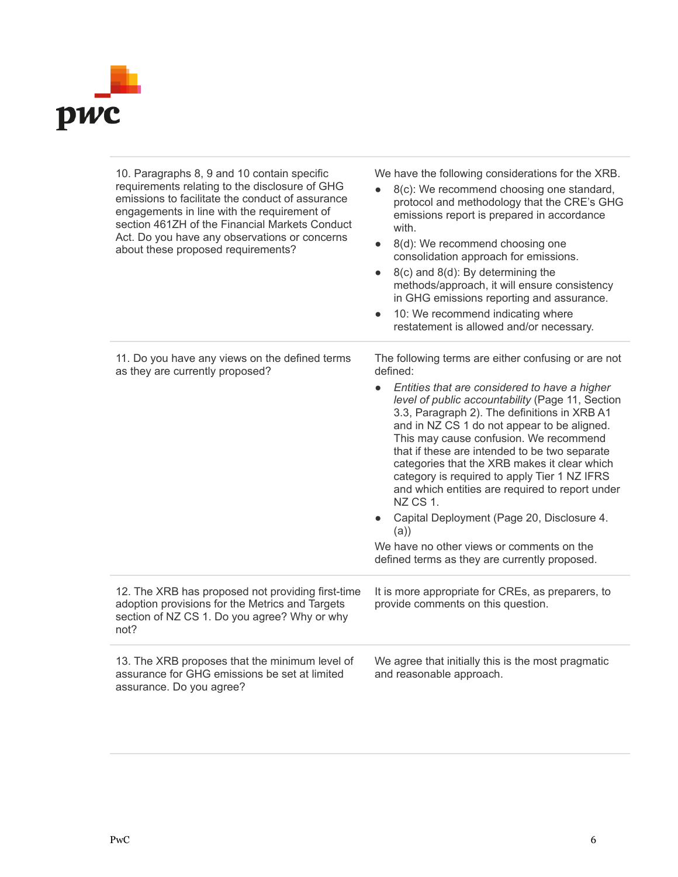| | |
|---|---|
| 10. Paragraphs 8, 9 and 10 contain specific requirements relating to the disclosure of GHG emissions to facilitate the conduct of assurance engagements in line with the requirement of section 461ZH of the Financial Markets Conduct Act. Do you have any observations or concerns about these proposed requirements? | We have the following considerations for the XRB.<br>• 8(c): We recommend choosing one standard, protocol and methodology that the CRE's GHG emissions report is prepared in accordance with.<br>• 8(d): We recommend choosing one consolidation approach for emissions.<br>• 8(c) and 8(d): By determining the methods/approach, it will ensure consistency in GHG emissions reporting and assurance.<br>• 10: We recommend indicating where restatement is allowed and/or necessary. |
| 11. Do you have any views on the defined terms as they are currently proposed? | The following terms are either confusing or are not defined:<br>• *Entities that are considered to have a higher level of public accountability* (Page 11, Section 3.3, Paragraph 2). The definitions in XRB A1 and in NZ CS 1 do not appear to be aligned. This may cause confusion. We recommend that if these are intended to be two separate categories that the XRB makes it clear which category is required to apply Tier 1 NZ IFRS and which entities are required to report under NZ CS 1.<br>• Capital Deployment (Page 20, Disclosure 4.(a))<br>We have no other views or comments on the defined terms as they are currently proposed. |
| 12. The XRB has proposed not providing first-time adoption provisions for the Metrics and Targets section of NZ CS 1. Do you agree? Why or why not? | It is more appropriate for CREs, as preparers, to provide comments on this question. |
| 13. The XRB proposes that the minimum level of assurance for GHG emissions be set at limited assurance. Do you agree? | We agree that initially this is the most pragmatic and reasonable approach. |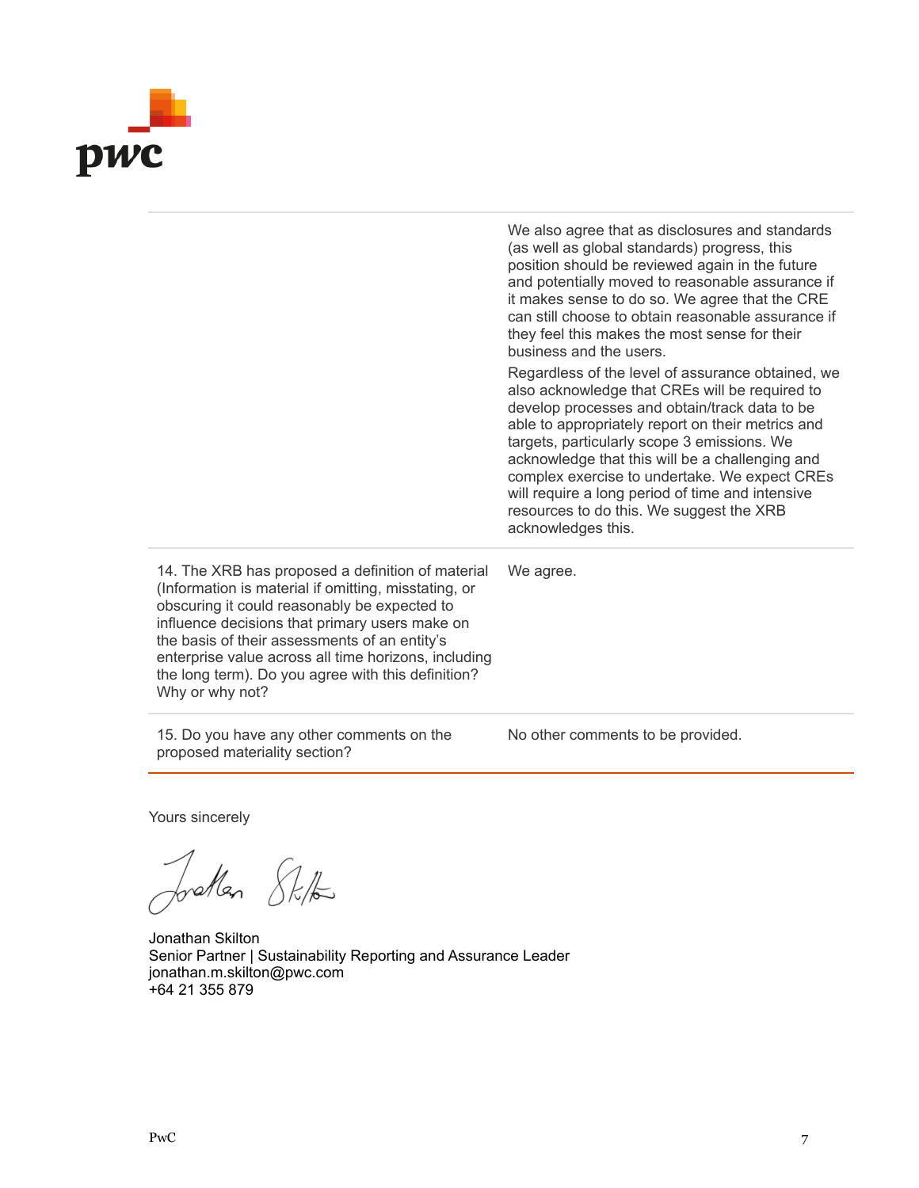| | |
|---|---|
| | We also agree that as disclosures and standards (as well as global standards) progress, this position should be reviewed again in the future and potentially moved to reasonable assurance if it makes sense to do so. We agree that the CRE can still choose to obtain reasonable assurance if they feel this makes the most sense for their business and the users.<br><br>Regardless of the level of assurance obtained, we also acknowledge that CREs will be required to develop processes and obtain/track data to be able to appropriately report on their metrics and targets, particularly scope 3 emissions. We acknowledge that this will be a challenging and complex exercise to undertake. We expect CREs will require a long period of time and intensive resources to do this. We suggest the XRB acknowledges this. |
| 14. The XRB has proposed a definition of material (Information is material if omitting, misstating, or obscuring it could reasonably be expected to influence decisions that primary users make on the basis of their assessments of an entity's enterprise value across all time horizons, including the long term). Do you agree with this definition? Why or why not? | We agree. |
| 15. Do you have any other comments on the proposed materiality section? | No other comments to be provided. |

Yours sincerely

Jonathan Skilton
Senior Partner | Sustainability Reporting and Assurance Leader
jonathan.m.skilton@pwc.com
+64 21 355 879